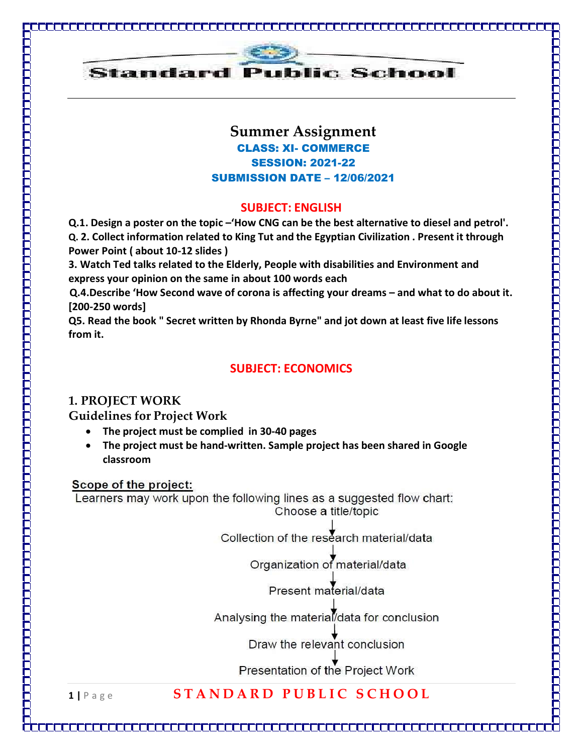# Standard Public School

## Summer Assignment

**CLASS: XI- COMMERCE**

**SESSION: 2021-22**

**SUBMISSION DATE – 12/06/2021**

### SUBJECT: ENGLISH

**Q.1. Design a poster on the topic –'How CNG can be the best alternative to diesel and petrol'.**

**Q. 2. Collect information related to King Tut and the Egyptian Civilization . Present it through Power Point ( about 10-12 slides )**

**3. Watch Ted talks related to the Elderly, People with disabilities and Environment and express your opinion on the same in about 100 words each**

**Q.4.Describe 'How Second wave of corona is affecting your dreams – and what to do about it. [200-250 words]**

**Q5. Read the book " Secret written by Rhonda Byrne" and jot down at least five life lessons from it.**

### SUBJECT: ECONOMICS

### 1. PROJECT WORK

**Guidelines for Project Work**

- **The project must be complied in 30-40 pages**
- **The project must be hand-written. Sample project has been shared in Google classroom**

**Scope of the project:**

Learners may work upon the following lines as a suggested flow chart:

Choose a title/topic
↓
Collection of the research material/data
↓
Organization of material/data
↓
Present material/data
↓
Analysing the material/data for conclusion
↓
Draw the relevant conclusion
↓
Presentation of the Project Work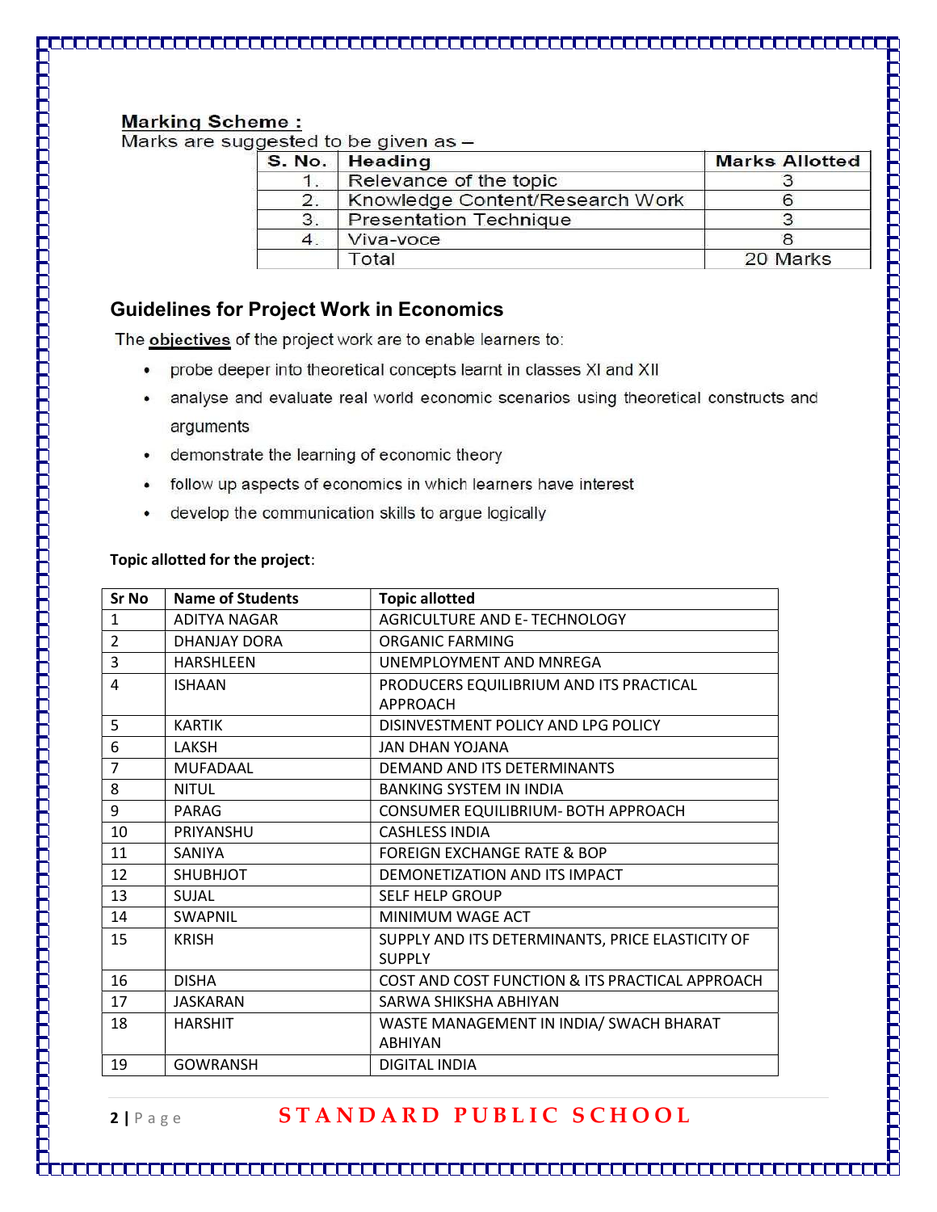**Marking Scheme :**

Marks are suggested to be given as –

| S. No. | Heading | Marks Allotted |
|---|---|---|
| 1. | Relevance of the topic | 3 |
| 2. | Knowledge Content/Research Work | 6 |
| 3. | Presentation Technique | 3 |
| 4. | Viva-voce | 8 |
| | Total | 20 Marks |

## Guidelines for Project Work in Economics

The **objectives** of the project work are to enable learners to:

- probe deeper into theoretical concepts learnt in classes XI and XII
- analyse and evaluate real world economic scenarios using theoretical constructs and arguments
- demonstrate the learning of economic theory
- follow up aspects of economics in which learners have interest
- develop the communication skills to argue logically

**Topic allotted for the project**:

| Sr No | Name of Students | Topic allotted |
|---|---|---|
| 1 | ADITYA NAGAR | AGRICULTURE AND E- TECHNOLOGY |
| 2 | DHANJAY DORA | ORGANIC FARMING |
| 3 | HARSHLEEN | UNEMPLOYMENT AND MNREGA |
| 4 | ISHAAN | PRODUCERS EQUILIBRIUM AND ITS PRACTICAL APPROACH |
| 5 | KARTIK | DISINVESTMENT POLICY AND LPG POLICY |
| 6 | LAKSH | JAN DHAN YOJANA |
| 7 | MUFADAAL | DEMAND AND ITS DETERMINANTS |
| 8 | NITUL | BANKING SYSTEM IN INDIA |
| 9 | PARAG | CONSUMER EQUILIBRIUM- BOTH APPROACH |
| 10 | PRIYANSHU | CASHLESS INDIA |
| 11 | SANIYA | FOREIGN EXCHANGE RATE & BOP |
| 12 | SHUBHJOT | DEMONETIZATION AND ITS IMPACT |
| 13 | SUJAL | SELF HELP GROUP |
| 14 | SWAPNIL | MINIMUM WAGE ACT |
| 15 | KRISH | SUPPLY AND ITS DETERMINANTS, PRICE ELASTICITY OF SUPPLY |
| 16 | DISHA | COST AND COST FUNCTION & ITS PRACTICAL APPROACH |
| 17 | JASKARAN | SARWA SHIKSHA ABHIYAN |
| 18 | HARSHIT | WASTE MANAGEMENT IN INDIA/ SWACH BHARAT ABHIYAN |
| 19 | GOWRANSH | DIGITAL INDIA |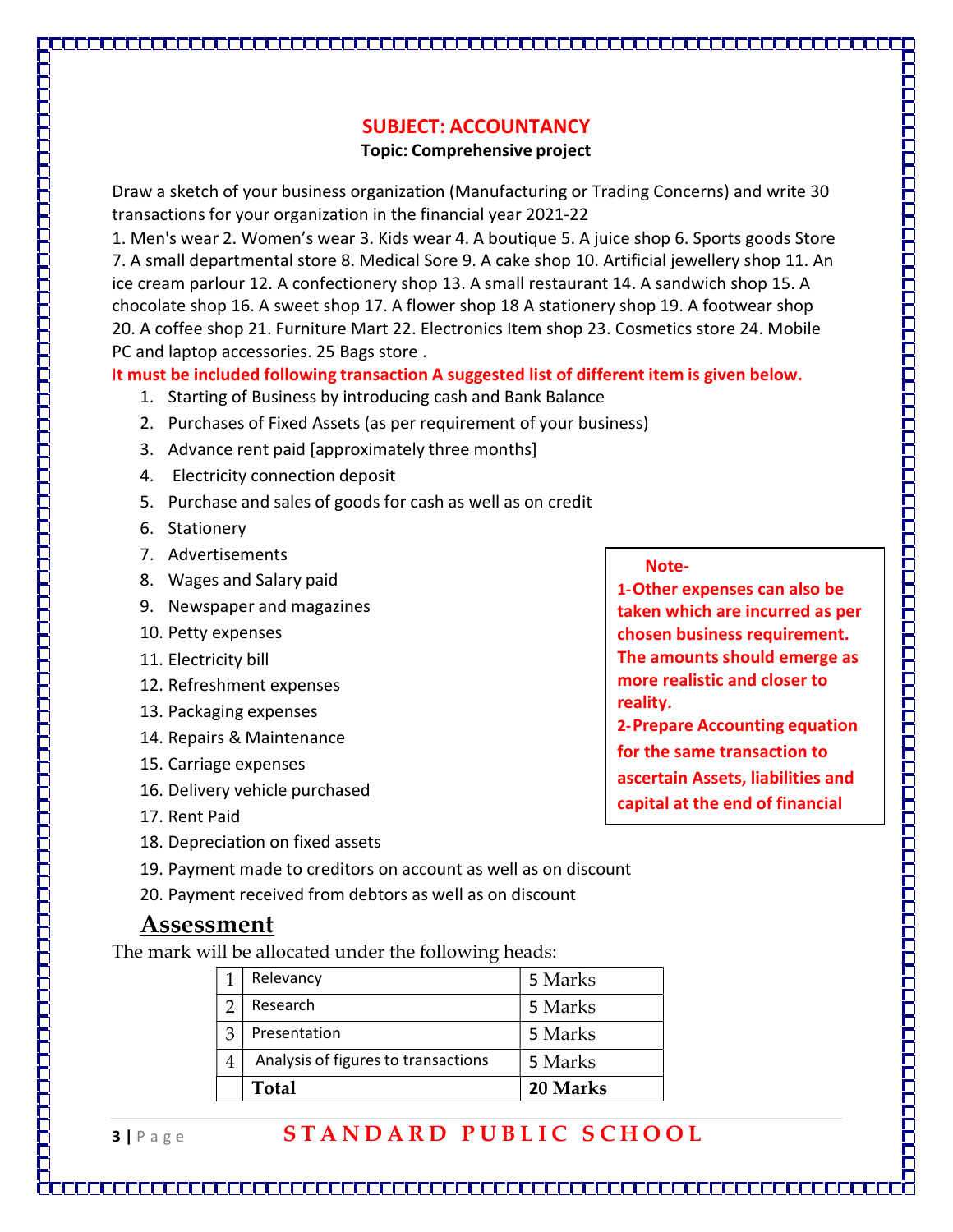## SUBJECT: ACCOUNTANCY

**Topic: Comprehensive project**

Draw a sketch of your business organization (Manufacturing or Trading Concerns) and write 30 transactions for your organization in the financial year 2021-22

1. Men's wear 2. Women's wear 3. Kids wear 4. A boutique 5. A juice shop 6. Sports goods Store 7. A small departmental store 8. Medical Sore 9. A cake shop 10. Artificial jewellery shop 11. An ice cream parlour 12. A confectionery shop 13. A small restaurant 14. A sandwich shop 15. A chocolate shop 16. A sweet shop 17. A flower shop 18 A stationery shop 19. A footwear shop 20. A coffee shop 21. Furniture Mart 22. Electronics Item shop 23. Cosmetics store 24. Mobile PC and laptop accessories. 25 Bags store .

**It must be included following transaction A suggested list of different item is given below.**

1. Starting of Business by introducing cash and Bank Balance
2. Purchases of Fixed Assets (as per requirement of your business)
3. Advance rent paid [approximately three months]
4. Electricity connection deposit
5. Purchase and sales of goods for cash as well as on credit
6. Stationery
7. Advertisements
8. Wages and Salary paid
9. Newspaper and magazines
10. Petty expenses
11. Electricity bill
12. Refreshment expenses
13. Packaging expenses
14. Repairs & Maintenance
15. Carriage expenses
16. Delivery vehicle purchased
17. Rent Paid
18. Depreciation on fixed assets
19. Payment made to creditors on account as well as on discount
20. Payment received from debtors as well as on discount

**Note-**

**1-Other expenses can also be taken which are incurred as per chosen business requirement. The amounts should emerge as more realistic and closer to reality.**

**2-Prepare Accounting equation for the same transaction to ascertain Assets, liabilities and capital at the end of financial**

## Assessment

The mark will be allocated under the following heads:

| | | |
|---|---|---|
| 1 | Relevancy | 5 Marks |
| 2 | Research | 5 Marks |
| 3 | Presentation | 5 Marks |
| 4 | Analysis of figures to transactions | 5 Marks |
| | **Total** | **20 Marks** |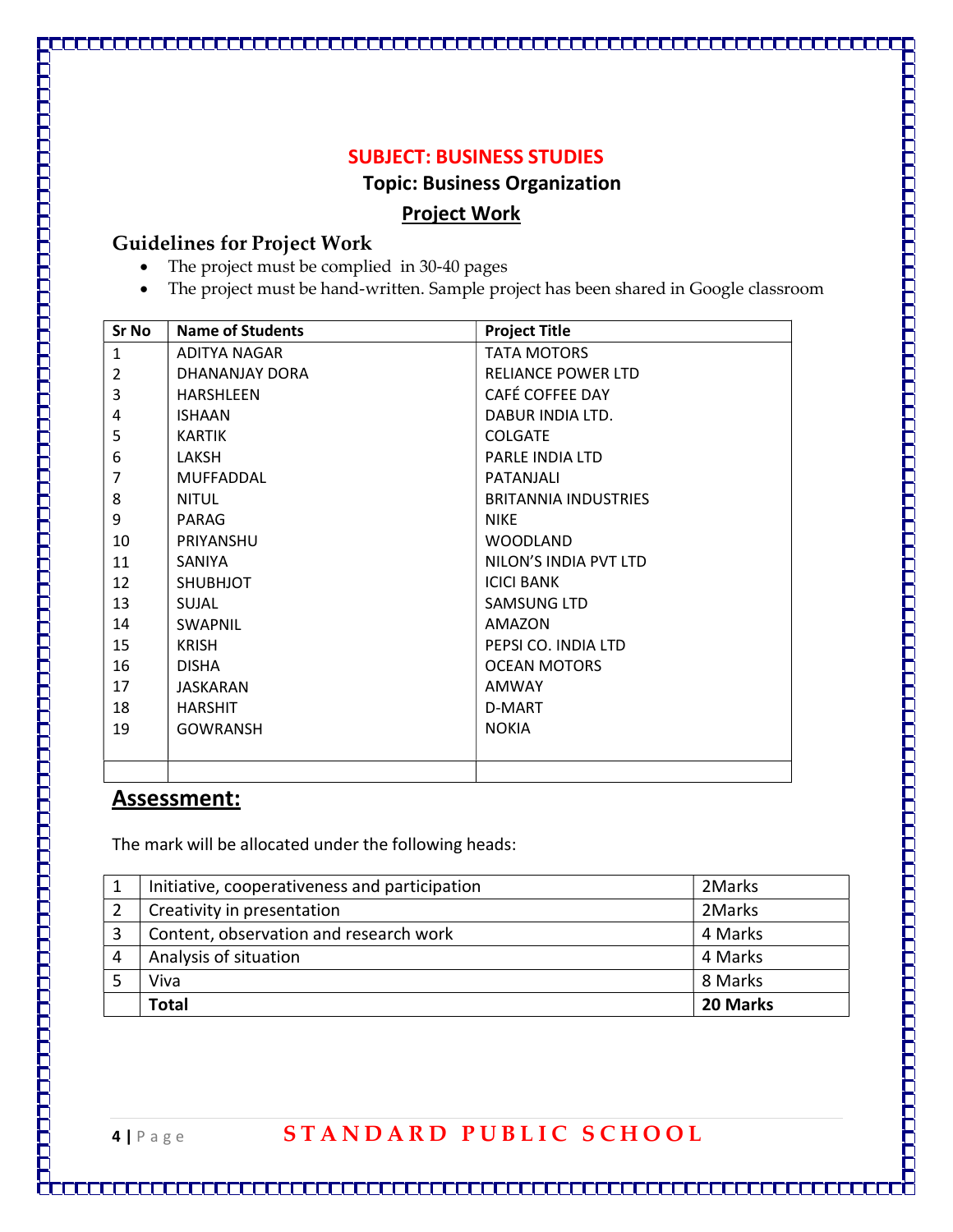## SUBJECT: BUSINESS STUDIES

### Topic: Business Organization

### Project Work

**Guidelines for Project Work**

- The project must be complied in 30-40 pages
- The project must be hand-written. Sample project has been shared in Google classroom

| Sr No | Name of Students | Project Title |
|---|---|---|
| 1 | ADITYA NAGAR | TATA MOTORS |
| 2 | DHANANJAY DORA | RELIANCE POWER LTD |
| 3 | HARSHLEEN | CAFÉ COFFEE DAY |
| 4 | ISHAAN | DABUR INDIA LTD. |
| 5 | KARTIK | COLGATE |
| 6 | LAKSH | PARLE INDIA LTD |
| 7 | MUFFADDAL | PATANJALI |
| 8 | NITUL | BRITANNIA INDUSTRIES |
| 9 | PARAG | NIKE |
| 10 | PRIYANSHU | WOODLAND |
| 11 | SANIYA | NILON'S INDIA PVT LTD |
| 12 | SHUBHJOT | ICICI BANK |
| 13 | SUJAL | SAMSUNG LTD |
| 14 | SWAPNIL | AMAZON |
| 15 | KRISH | PEPSI CO. INDIA LTD |
| 16 | DISHA | OCEAN MOTORS |
| 17 | JASKARAN | AMWAY |
| 18 | HARSHIT | D-MART |
| 19 | GOWRANSH | NOKIA |
| | | |

## Assessment:

The mark will be allocated under the following heads:

| | | |
|---|---|---|
| 1 | Initiative, cooperativeness and participation | 2Marks |
| 2 | Creativity in presentation | 2Marks |
| 3 | Content, observation and research work | 4 Marks |
| 4 | Analysis of situation | 4 Marks |
| 5 | Viva | 8 Marks |
| | **Total** | **20 Marks** |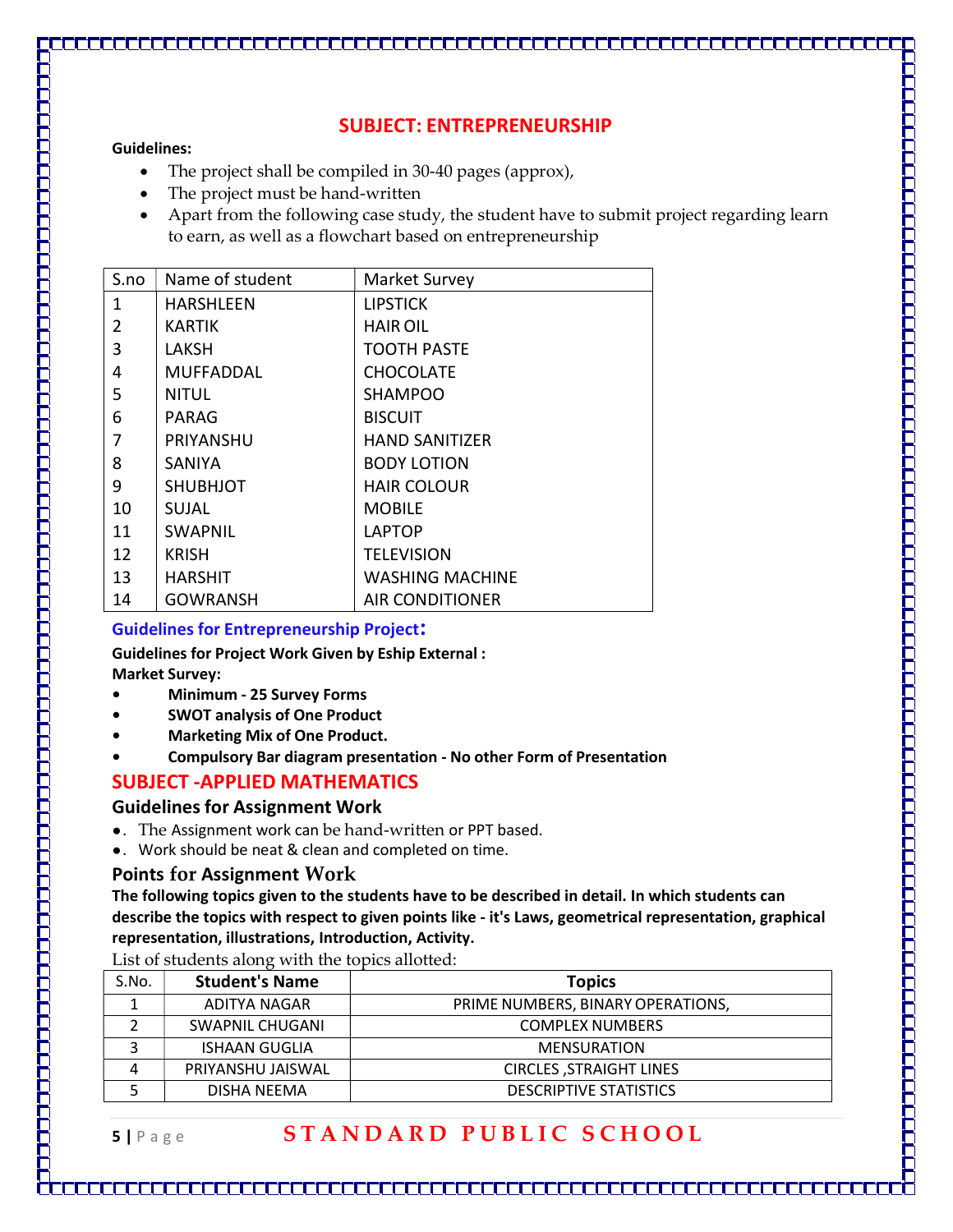## SUBJECT: ENTREPRENEURSHIP

**Guidelines:**

- The project shall be compiled in 30-40 pages (approx),
- The project must be hand-written
- Apart from the following case study, the student have to submit project regarding learn to earn, as well as a flowchart based on entrepreneurship

| S.no | Name of student | Market Survey |
|---|---|---|
| 1 | HARSHLEEN | LIPSTICK |
| 2 | KARTIK | HAIR OIL |
| 3 | LAKSH | TOOTH PASTE |
| 4 | MUFFADDAL | CHOCOLATE |
| 5 | NITUL | SHAMPOO |
| 6 | PARAG | BISCUIT |
| 7 | PRIYANSHU | HAND SANITIZER |
| 8 | SANIYA | BODY LOTION |
| 9 | SHUBHJOT | HAIR COLOUR |
| 10 | SUJAL | MOBILE |
| 11 | SWAPNIL | LAPTOP |
| 12 | KRISH | TELEVISION |
| 13 | HARSHIT | WASHING MACHINE |
| 14 | GOWRANSH | AIR CONDITIONER |

### Guidelines for Entrepreneurship Project:

**Guidelines for Project Work Given by Eship External :**

**Market Survey:**

- **Minimum - 25 Survey Forms**
- **SWOT analysis of One Product**
- **Marketing Mix of One Product.**
- **Compulsory Bar diagram presentation - No other Form of Presentation**

## SUBJECT -APPLIED MATHEMATICS

### Guidelines for Assignment Work

- The Assignment work can be hand-written or PPT based.
- Work should be neat & clean and completed on time.

### Points for Assignment Work

**The following topics given to the students have to be described in detail. In which students can describe the topics with respect to given points like - it's Laws, geometrical representation, graphical representation, illustrations, Introduction, Activity.**

List of students along with the topics allotted:

| S.No. | Student's Name | Topics |
|---|---|---|
| 1 | ADITYA NAGAR | PRIME NUMBERS, BINARY OPERATIONS, |
| 2 | SWAPNIL CHUGANI | COMPLEX NUMBERS |
| 3 | ISHAAN GUGLIA | MENSURATION |
| 4 | PRIYANSHU JAISWAL | CIRCLES ,STRAIGHT LINES |
| 5 | DISHA NEEMA | DESCRIPTIVE STATISTICS |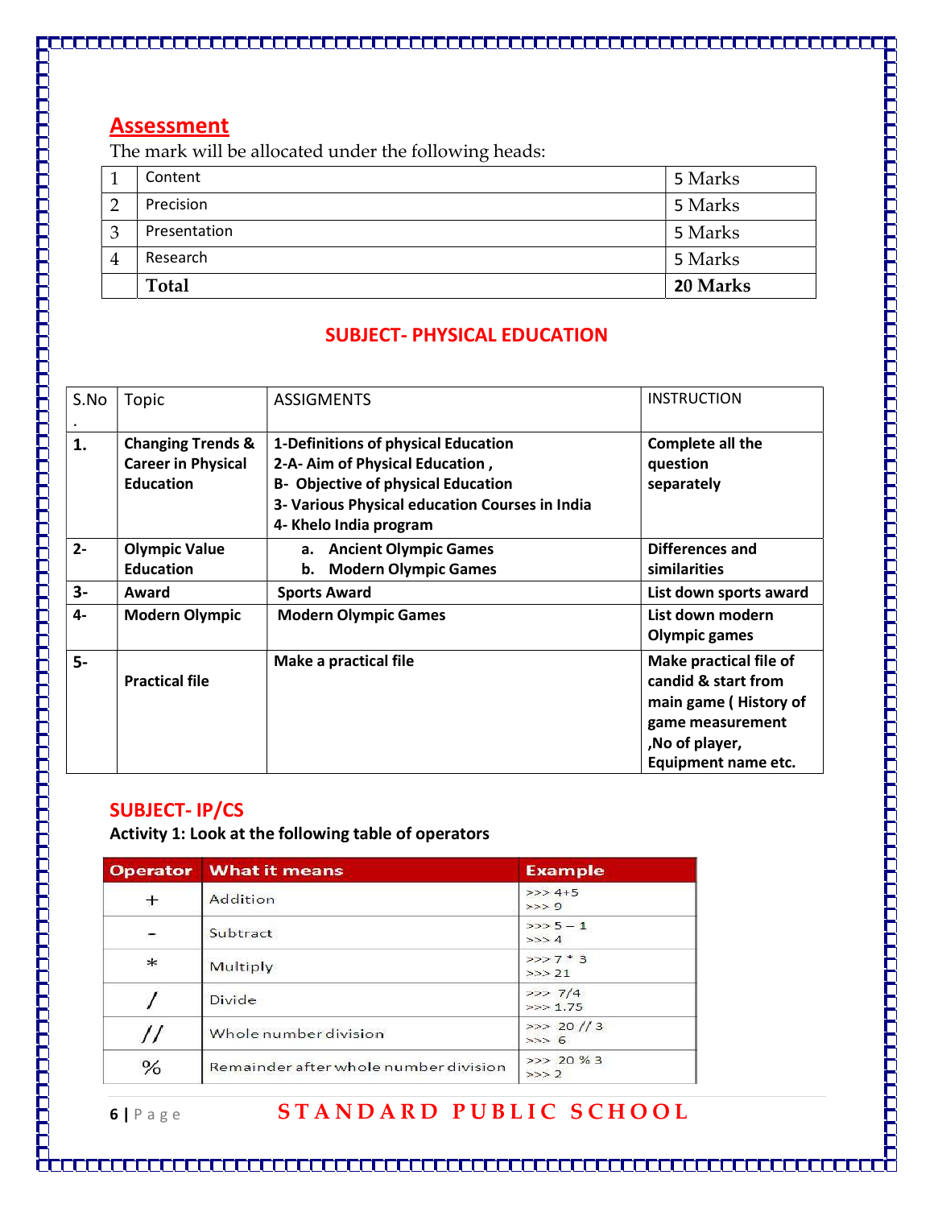## Assessment

The mark will be allocated under the following heads:

| | | |
|---|---|---|
| 1 | Content | 5 Marks |
| 2 | Precision | 5 Marks |
| 3 | Presentation | 5 Marks |
| 4 | Research | 5 Marks |
| | **Total** | **20 Marks** |

## SUBJECT- PHYSICAL EDUCATION

| S.No. | Topic | ASSIGMENTS | INSTRUCTION |
|---|---|---|---|
| **1.** | **Changing Trends & Career in Physical Education** | **1-Definitions of physical Education**<br>**2-A- Aim of Physical Education ,**<br>**B- Objective of physical Education**<br>**3- Various Physical education Courses in India**<br>**4- Khelo India program** | **Complete all the question separately** |
| **2-** | **Olympic Value Education** | **a. Ancient Olympic Games**<br>**b. Modern Olympic Games** | **Differences and similarities** |
| **3-** | **Award** | **Sports Award** | **List down sports award** |
| **4-** | **Modern Olympic** | **Modern Olympic Games** | **List down modern Olympic games** |
| **5-** | **Practical file** | **Make a practical file** | **Make practical file of candid & start from main game ( History of game measurement ,No of player, Equipment name etc.** |

## SUBJECT- IP/CS

**Activity 1: Look at the following table of operators**

| Operator | What it means | Example |
|---|---|---|
| + | Addition | >>> 4+5<br>>>> 9 |
| - | Subtract | >>> 5 – 1<br>>>> 4 |
| * | Multiply | >>> 7 * 3<br>>>> 21 |
| / | Divide | >>> 7/4<br>>>> 1.75 |
| // | Whole number division | >>> 20 // 3<br>>>> 6 |
| % | Remainder after whole number division | >>> 20 % 3<br>>>> 2 |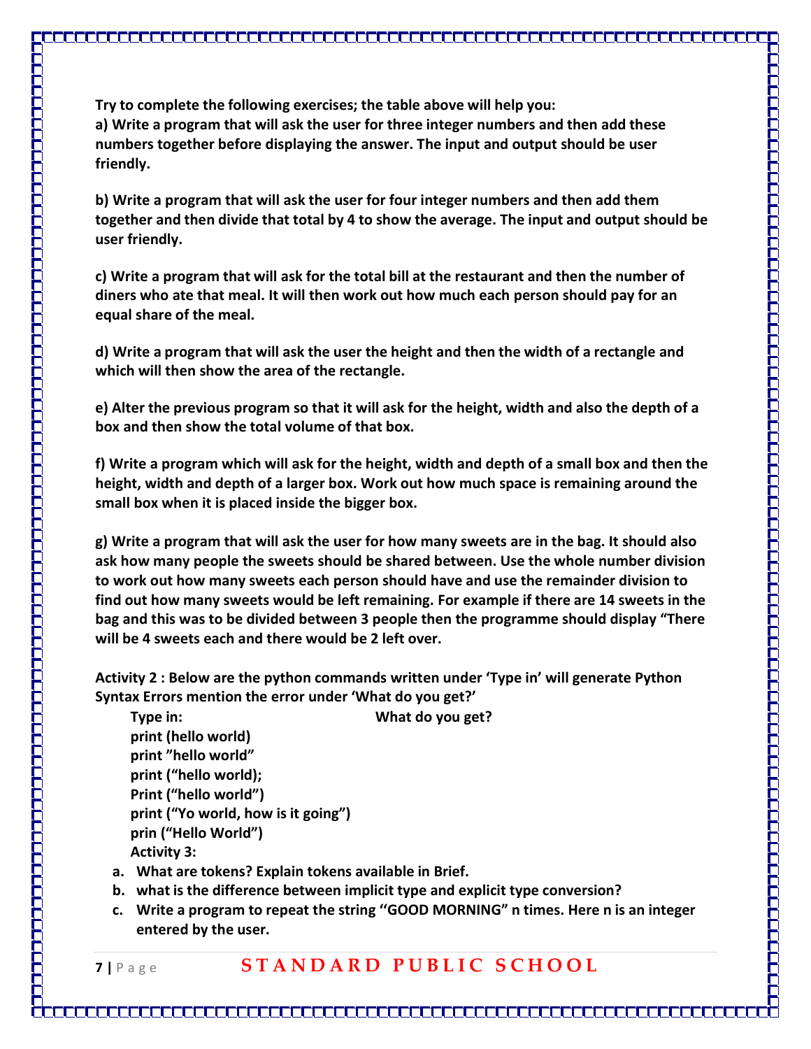**Try to complete the following exercises; the table above will help you:**

**a) Write a program that will ask the user for three integer numbers and then add these numbers together before displaying the answer. The input and output should be user friendly.**

**b) Write a program that will ask the user for four integer numbers and then add them together and then divide that total by 4 to show the average. The input and output should be user friendly.**

**c) Write a program that will ask for the total bill at the restaurant and then the number of diners who ate that meal. It will then work out how much each person should pay for an equal share of the meal.**

**d) Write a program that will ask the user the height and then the width of a rectangle and which will then show the area of the rectangle.**

**e) Alter the previous program so that it will ask for the height, width and also the depth of a box and then show the total volume of that box.**

**f) Write a program which will ask for the height, width and depth of a small box and then the height, width and depth of a larger box. Work out how much space is remaining around the small box when it is placed inside the bigger box.**

**g) Write a program that will ask the user for how many sweets are in the bag. It should also ask how many people the sweets should be shared between. Use the whole number division to work out how many sweets each person should have and use the remainder division to find out how many sweets would be left remaining. For example if there are 14 sweets in the bag and this was to be divided between 3 people then the programme should display "There will be 4 sweets each and there would be 2 left over.**

**Activity 2 : Below are the python commands written under 'Type in' will generate Python Syntax Errors mention the error under 'What do you get?'**

| Type in: | What do you get? |
|---|---|
| print (hello world) | |
| print "hello world" | |
| print ("hello world); | |
| Print ("hello world") | |
| print ("Yo world, how is it going") | |
| prin ("Hello World") | |

**Activity 3:**

a. **What are tokens? Explain tokens available in Brief.**
b. **what is the difference between implicit type and explicit type conversion?**
c. **Write a program to repeat the string "GOOD MORNING" n times. Here n is an integer entered by the user.**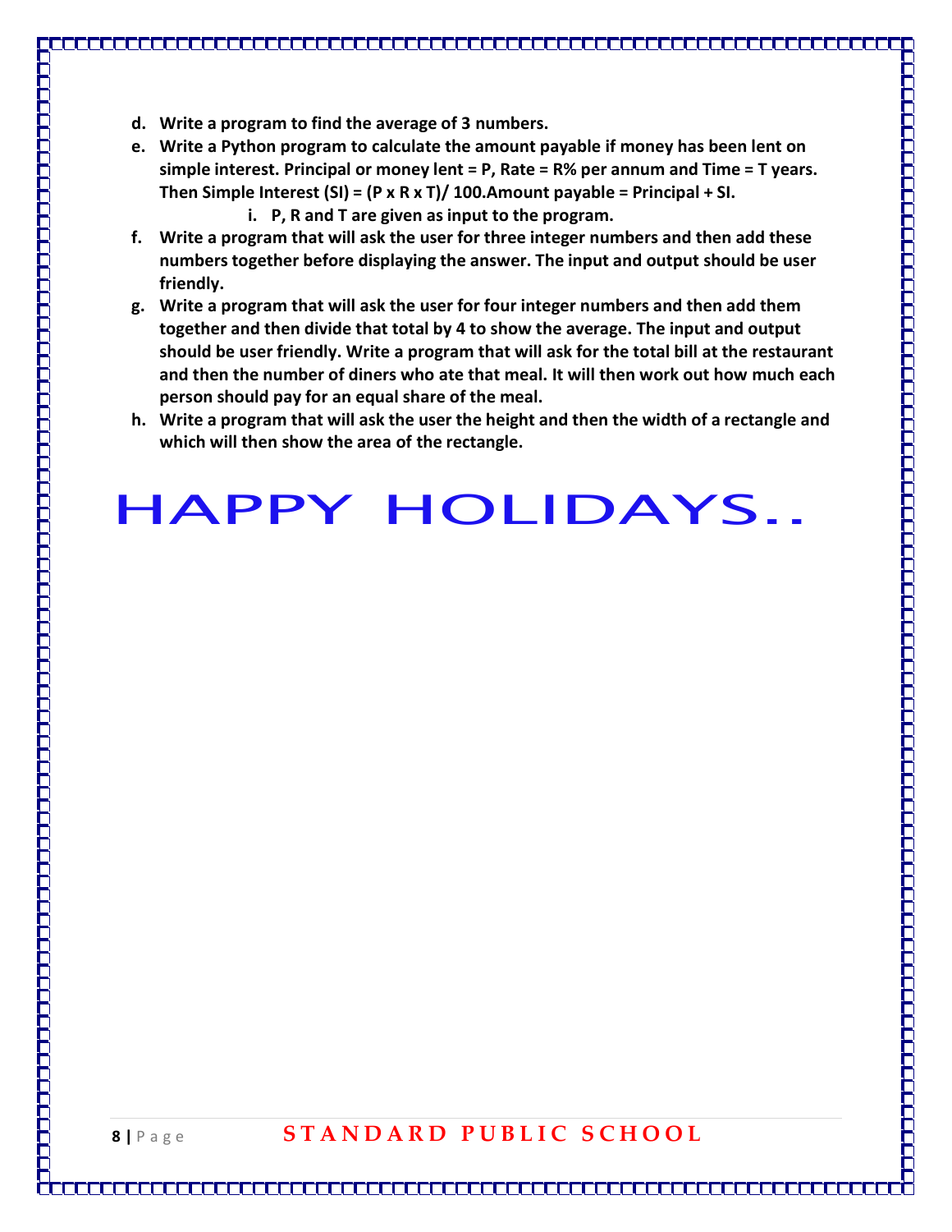**d. Write a program to find the average of 3 numbers.**

**e. Write a Python program to calculate the amount payable if money has been lent on simple interest. Principal or money lent = P, Rate = R% per annum and Time = T years. Then Simple Interest (SI) = (P x R x T)/ 100.Amount payable = Principal + SI.**

   **i. P, R and T are given as input to the program.**

**f. Write a program that will ask the user for three integer numbers and then add these numbers together before displaying the answer. The input and output should be user friendly.**

**g. Write a program that will ask the user for four integer numbers and then add them together and then divide that total by 4 to show the average. The input and output should be user friendly. Write a program that will ask for the total bill at the restaurant and then the number of diners who ate that meal. It will then work out how much each person should pay for an equal share of the meal.**

**h. Write a program that will ask the user the height and then the width of a rectangle and which will then show the area of the rectangle.**

# HAPPY HOLIDAYS..